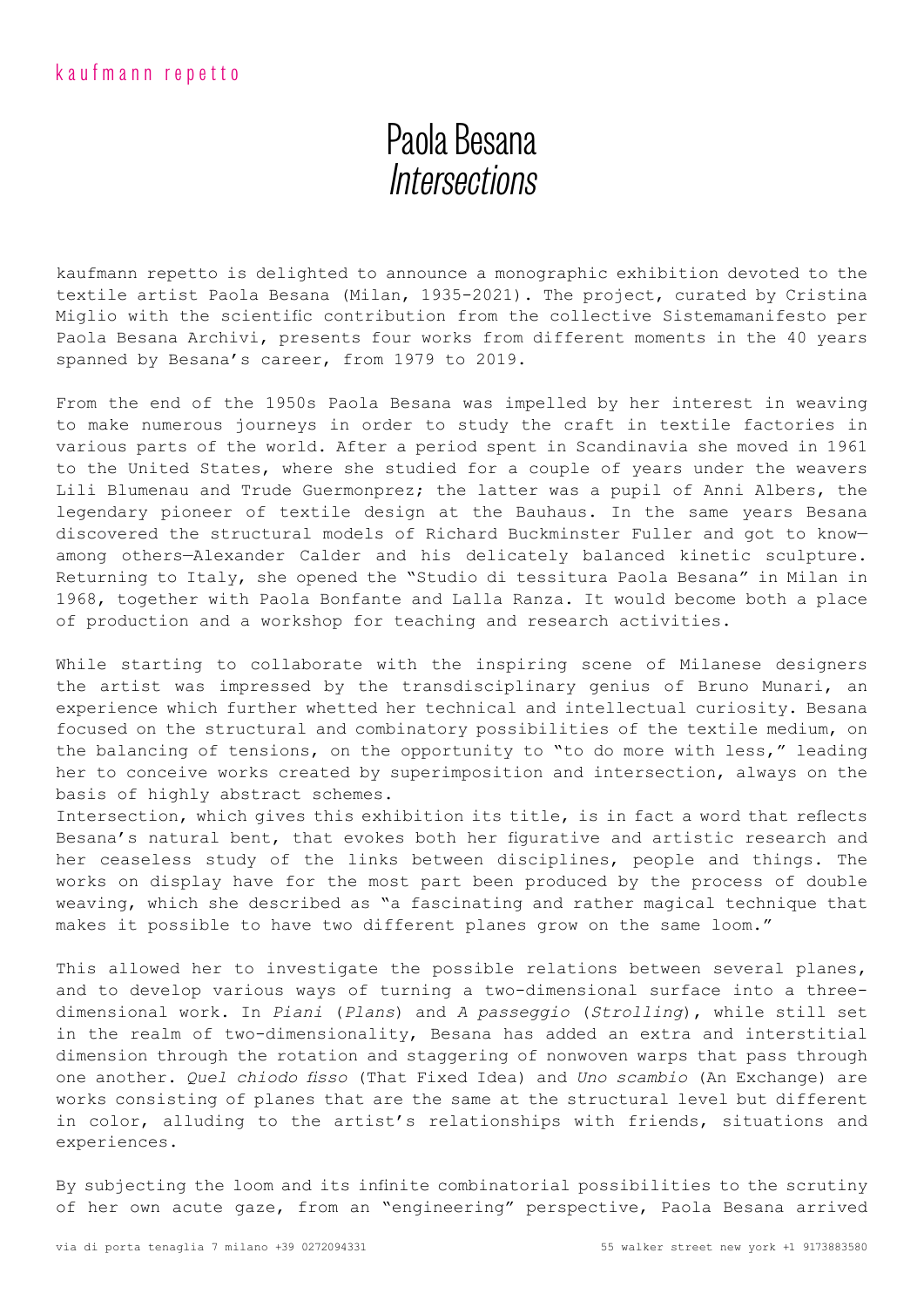kaufmann repetto

# Paola Besana
## *Intersections*

kaufmann repetto is delighted to announce a monographic exhibition devoted to the textile artist Paola Besana (Milan, 1935-2021). The project, curated by Cristina Miglio with the scientific contribution from the collective Sistemamanifesto per Paola Besana Archivi, presents four works from different moments in the 40 years spanned by Besana's career, from 1979 to 2019.

From the end of the 1950s Paola Besana was impelled by her interest in weaving to make numerous journeys in order to study the craft in textile factories in various parts of the world. After a period spent in Scandinavia she moved in 1961 to the United States, where she studied for a couple of years under the weavers Lili Blumenau and Trude Guermonprez; the latter was a pupil of Anni Albers, the legendary pioneer of textile design at the Bauhaus. In the same years Besana discovered the structural models of Richard Buckminster Fuller and got to know—among others—Alexander Calder and his delicately balanced kinetic sculpture. Returning to Italy, she opened the "Studio di tessitura Paola Besana" in Milan in 1968, together with Paola Bonfante and Lalla Ranza. It would become both a place of production and a workshop for teaching and research activities.

While starting to collaborate with the inspiring scene of Milanese designers the artist was impressed by the transdisciplinary genius of Bruno Munari, an experience which further whetted her technical and intellectual curiosity. Besana focused on the structural and combinatory possibilities of the textile medium, on the balancing of tensions, on the opportunity to "to do more with less," leading her to conceive works created by superimposition and intersection, always on the basis of highly abstract schemes.
Intersection, which gives this exhibition its title, is in fact a word that reflects Besana's natural bent, that evokes both her figurative and artistic research and her ceaseless study of the links between disciplines, people and things. The works on display have for the most part been produced by the process of double weaving, which she described as "a fascinating and rather magical technique that makes it possible to have two different planes grow on the same loom."

This allowed her to investigate the possible relations between several planes, and to develop various ways of turning a two-dimensional surface into a three-dimensional work. In *Piani* (*Plans*) and *A passeggio* (*Strolling*), while still set in the realm of two-dimensionality, Besana has added an extra and interstitial dimension through the rotation and staggering of nonwoven warps that pass through one another. *Quel chiodo fisso* (That Fixed Idea) and *Uno scambio* (An Exchange) are works consisting of planes that are the same at the structural level but different in color, alluding to the artist's relationships with friends, situations and experiences.

By subjecting the loom and its infinite combinatorial possibilities to the scrutiny of her own acute gaze, from an "engineering" perspective, Paola Besana arrived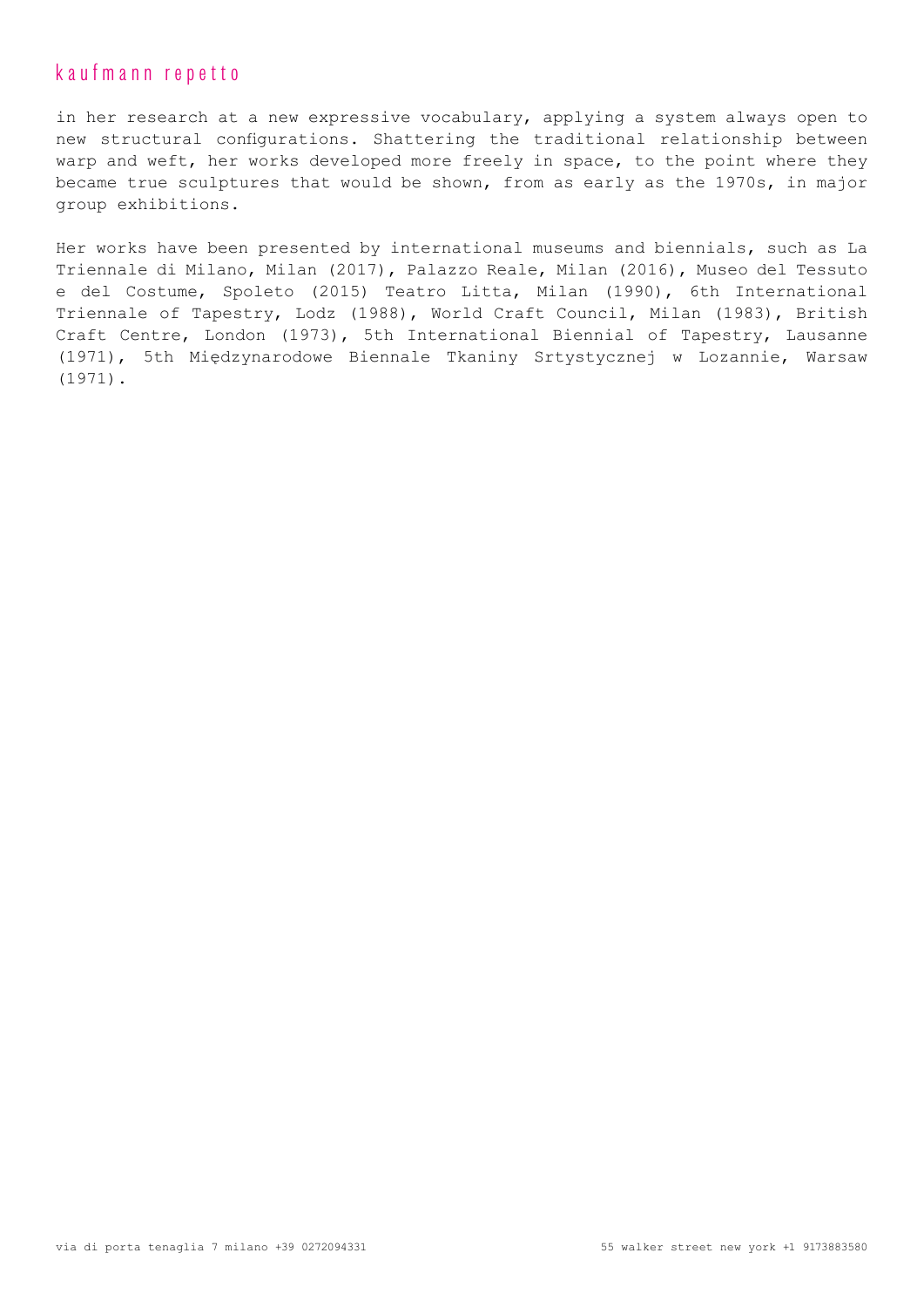in her research at a new expressive vocabulary, applying a system always open to new structural configurations. Shattering the traditional relationship between warp and weft, her works developed more freely in space, to the point where they became true sculptures that would be shown, from as early as the 1970s, in major group exhibitions.

Her works have been presented by international museums and biennials, such as La Triennale di Milano, Milan (2017), Palazzo Reale, Milan (2016), Museo del Tessuto e del Costume, Spoleto (2015) Teatro Litta, Milan (1990), 6th International Triennale of Tapestry, Lodz (1988), World Craft Council, Milan (1983), British Craft Centre, London (1973), 5th International Biennial of Tapestry, Lausanne (1971), 5th Międzynarodowe Biennale Tkaniny Srtystycznej w Lozannie, Warsaw (1971).